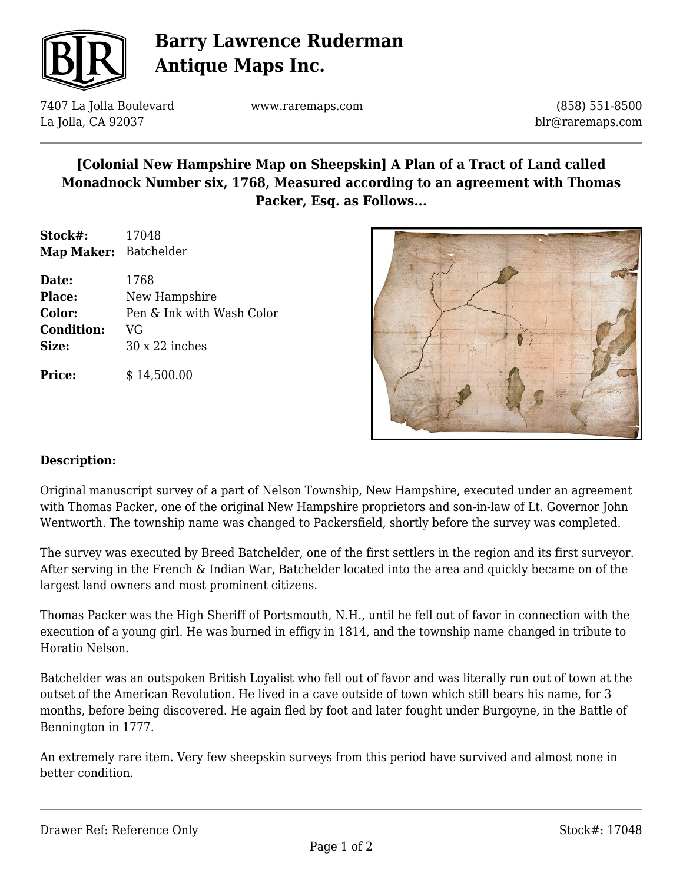# Barry Lawrence Ruderman Antique Maps Inc.

7407 La Jolla Boulevard
La Jolla, CA 92037

www.raremaps.com

(858) 551-8500
blr@raremaps.com

## [Colonial New Hampshire Map on Sheepskin] A Plan of a Tract of Land called Monadnock Number six, 1768, Measured according to an agreement with Thomas Packer, Esq. as Follows...

**Stock#:** 17048
**Map Maker:** Batchelder

**Date:** 1768
**Place:** New Hampshire
**Color:** Pen & Ink with Wash Color
**Condition:** VG
**Size:** 30 x 22 inches

**Price:** $ 14,500.00

### Description:

Original manuscript survey of a part of Nelson Township, New Hampshire, executed under an agreement with Thomas Packer, one of the original New Hampshire proprietors and son-in-law of Lt. Governor John Wentworth. The township name was changed to Packersfield, shortly before the survey was completed.

The survey was executed by Breed Batchelder, one of the first settlers in the region and its first surveyor. After serving in the French & Indian War, Batchelder located into the area and quickly became on of the largest land owners and most prominent citizens.

Thomas Packer was the High Sheriff of Portsmouth, N.H., until he fell out of favor in connection with the execution of a young girl. He was burned in effigy in 1814, and the township name changed in tribute to Horatio Nelson.

Batchelder was an outspoken British Loyalist who fell out of favor and was literally run out of town at the outset of the American Revolution. He lived in a cave outside of town which still bears his name, for 3 months, before being discovered. He again fled by foot and later fought under Burgoyne, in the Battle of Bennington in 1777.

An extremely rare item. Very few sheepskin surveys from this period have survived and almost none in better condition.

Drawer Ref: Reference Only

Stock#: 17048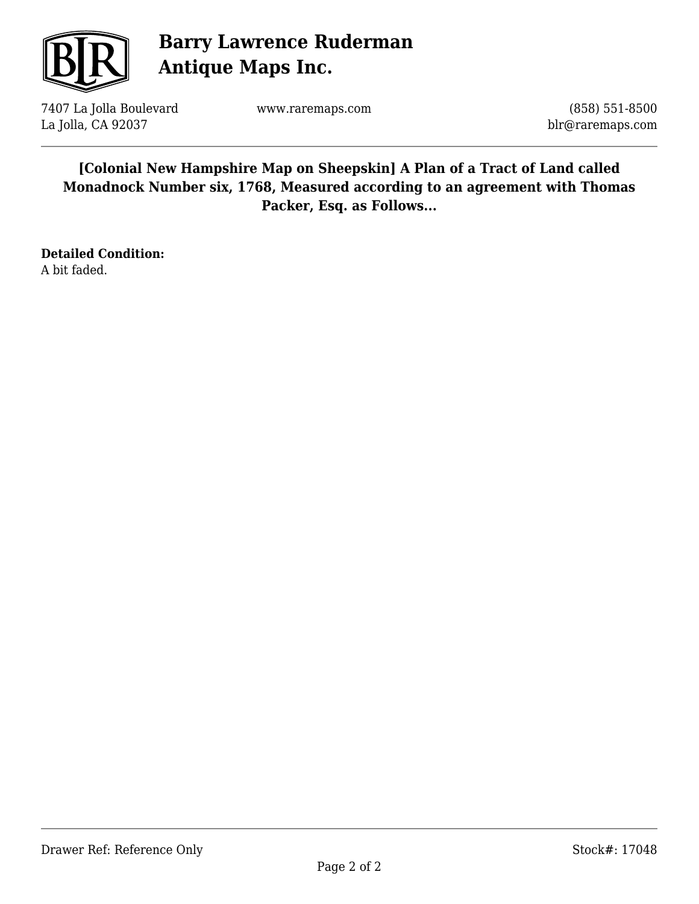**[Colonial New Hampshire Map on Sheepskin] A Plan of a Tract of Land called Monadnock Number six, 1768, Measured according to an agreement with Thomas Packer, Esq. as Follows...**

**Detailed Condition:**
A bit faded.